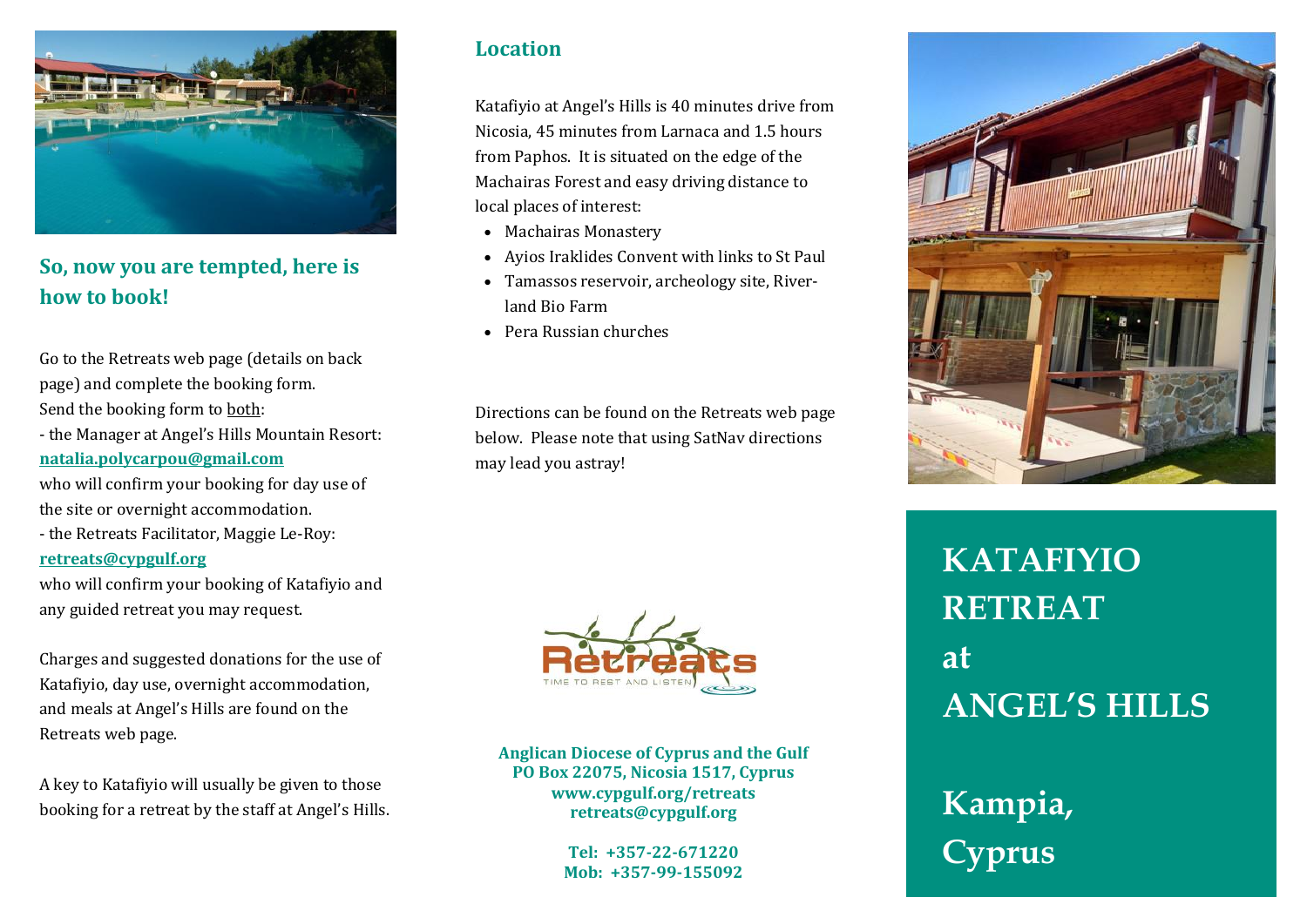## So, now you are tempted, here is how to book!

Go to the Retreats web page (details on back page) and complete the booking form.
Send the booking form to both:
- the Manager at Angel's Hills Mountain Resort: **natalia.polycarpou@gmail.com**
who will confirm your booking for day use of the site or overnight accommodation.
- the Retreats Facilitator, Maggie Le-Roy: **retreats@cypgulf.org**
who will confirm your booking of Katafiyio and any guided retreat you may request.

Charges and suggested donations for the use of Katafiyio, day use, overnight accommodation, and meals at Angel's Hills are found on the Retreats web page.

A key to Katafiyio will usually be given to those booking for a retreat by the staff at Angel's Hills.

## Location

Katafiyio at Angel's Hills is 40 minutes drive from Nicosia, 45 minutes from Larnaca and 1.5 hours from Paphos. It is situated on the edge of the Machairas Forest and easy driving distance to local places of interest:

- Machairas Monastery
- Ayios Iraklides Convent with links to St Paul
- Tamassos reservoir, archeology site, Riverland Bio Farm
- Pera Russian churches

Directions can be found on the Retreats web page below. Please note that using SatNav directions may lead you astray!

Retreats
TIME TO REST AND LISTEN

**Anglican Diocese of Cyprus and the Gulf**
**PO Box 22075, Nicosia 1517, Cyprus**
**www.cypgulf.org/retreats**
**retreats@cypgulf.org**

**Tel: +357-22-671220**
**Mob: +357-99-155092**

# KATAFIYIO RETREAT at ANGEL'S HILLS

# Kampia, Cyprus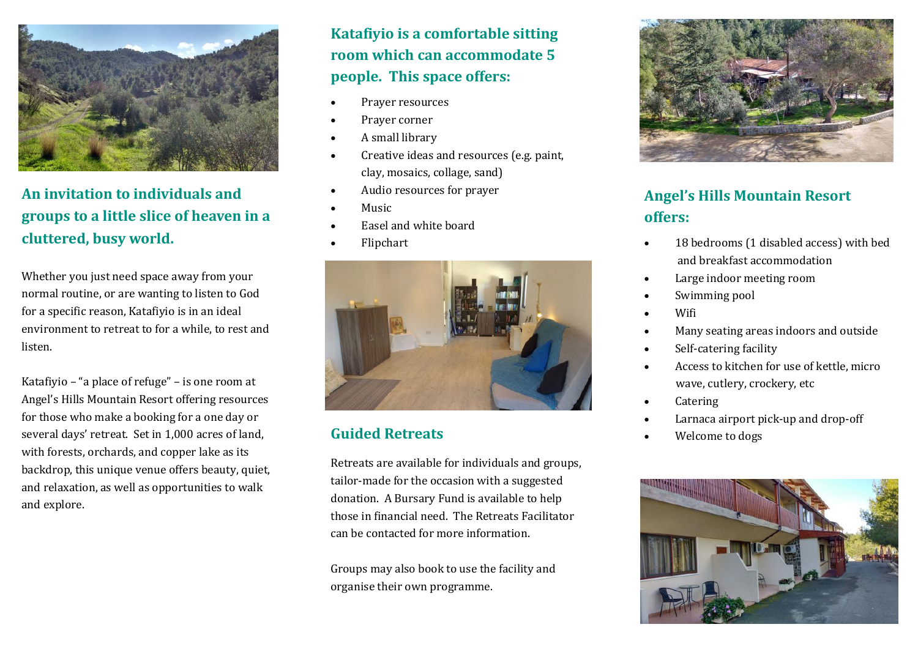## An invitation to individuals and groups to a little slice of heaven in a cluttered, busy world.

Whether you just need space away from your normal routine, or are wanting to listen to God for a specific reason, Katafiyio is in an ideal environment to retreat to for a while, to rest and listen.

Katafiyio – "a place of refuge" – is one room at Angel's Hills Mountain Resort offering resources for those who make a booking for a one day or several days' retreat. Set in 1,000 acres of land, with forests, orchards, and copper lake as its backdrop, this unique venue offers beauty, quiet, and relaxation, as well as opportunities to walk and explore.

## Katafiyio is a comfortable sitting room which can accommodate 5 people. This space offers:

- Prayer resources
- Prayer corner
- A small library
- Creative ideas and resources (e.g. paint, clay, mosaics, collage, sand)
- Audio resources for prayer
- Music
- Easel and white board
- Flipchart

## Guided Retreats

Retreats are available for individuals and groups, tailor-made for the occasion with a suggested donation. A Bursary Fund is available to help those in financial need. The Retreats Facilitator can be contacted for more information.

Groups may also book to use the facility and organise their own programme.

## Angel's Hills Mountain Resort offers:

- 18 bedrooms (1 disabled access) with bed and breakfast accommodation
- Large indoor meeting room
- Swimming pool
- Wifi
- Many seating areas indoors and outside
- Self-catering facility
- Access to kitchen for use of kettle, micro wave, cutlery, crockery, etc
- Catering
- Larnaca airport pick-up and drop-off
- Welcome to dogs